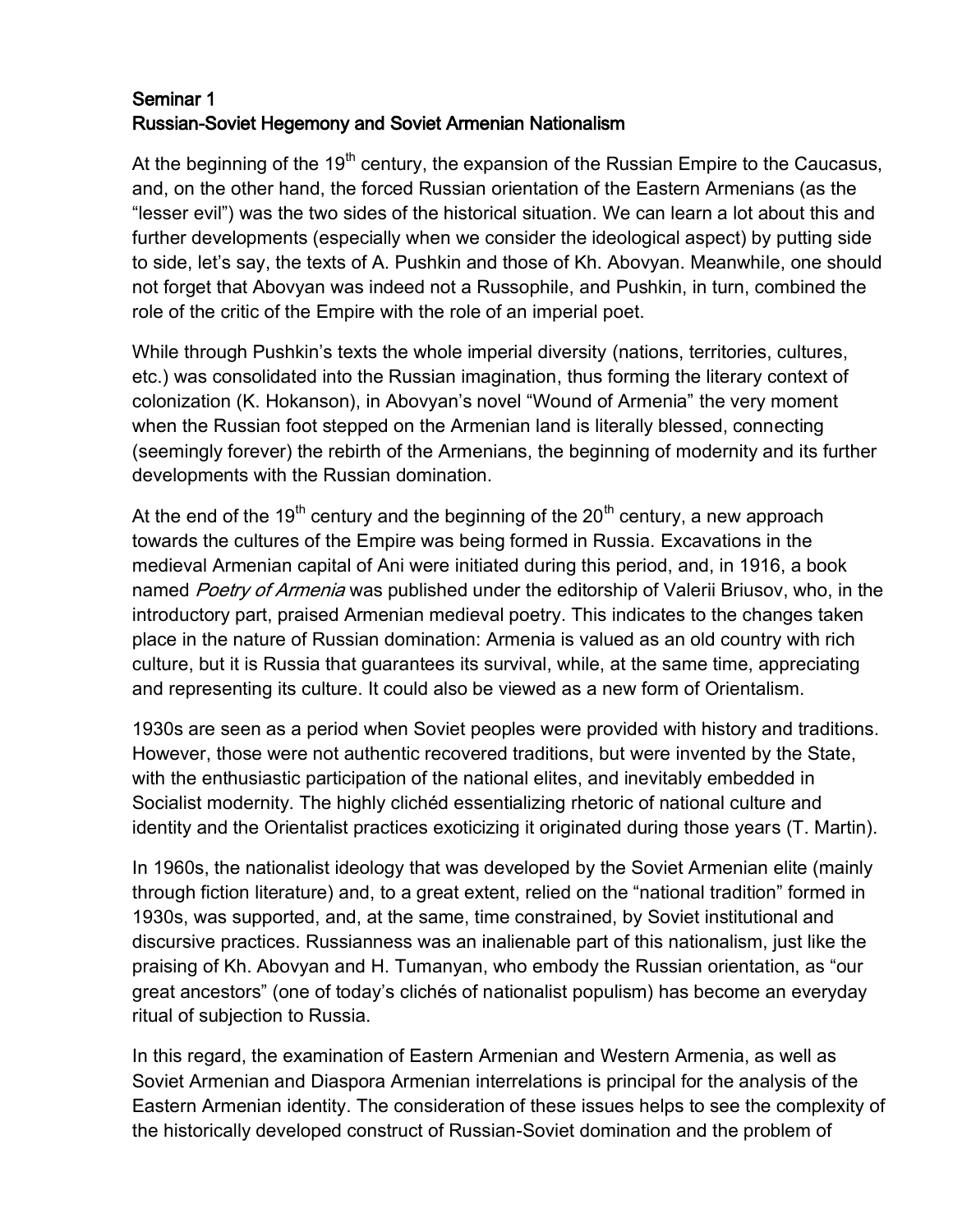## Seminar 1
## Russian-Soviet Hegemony and Soviet Armenian Nationalism

At the beginning of the 19th century, the expansion of the Russian Empire to the Caucasus, and, on the other hand, the forced Russian orientation of the Eastern Armenians (as the "lesser evil") was the two sides of the historical situation. We can learn a lot about this and further developments (especially when we consider the ideological aspect) by putting side to side, let's say, the texts of A. Pushkin and those of Kh. Abovyan. Meanwhile, one should not forget that Abovyan was indeed not a Russophile, and Pushkin, in turn, combined the role of the critic of the Empire with the role of an imperial poet.

While through Pushkin's texts the whole imperial diversity (nations, territories, cultures, etc.) was consolidated into the Russian imagination, thus forming the literary context of colonization (K. Hokanson), in Abovyan's novel "Wound of Armenia" the very moment when the Russian foot stepped on the Armenian land is literally blessed, connecting (seemingly forever) the rebirth of the Armenians, the beginning of modernity and its further developments with the Russian domination.

At the end of the 19th century and the beginning of the 20th century, a new approach towards the cultures of the Empire was being formed in Russia. Excavations in the medieval Armenian capital of Ani were initiated during this period, and, in 1916, a book named *Poetry of Armenia* was published under the editorship of Valerii Briusov, who, in the introductory part, praised Armenian medieval poetry. This indicates to the changes taken place in the nature of Russian domination: Armenia is valued as an old country with rich culture, but it is Russia that guarantees its survival, while, at the same time, appreciating and representing its culture. It could also be viewed as a new form of Orientalism.

1930s are seen as a period when Soviet peoples were provided with history and traditions. However, those were not authentic recovered traditions, but were invented by the State, with the enthusiastic participation of the national elites, and inevitably embedded in Socialist modernity. The highly clichéd essentializing rhetoric of national culture and identity and the Orientalist practices exoticizing it originated during those years (T. Martin).

In 1960s, the nationalist ideology that was developed by the Soviet Armenian elite (mainly through fiction literature) and, to a great extent, relied on the "national tradition" formed in 1930s, was supported, and, at the same, time constrained, by Soviet institutional and discursive practices. Russianness was an inalienable part of this nationalism, just like the praising of Kh. Abovyan and H. Tumanyan, who embody the Russian orientation, as "our great ancestors" (one of today's clichés of nationalist populism) has become an everyday ritual of subjection to Russia.

In this regard, the examination of Eastern Armenian and Western Armenia, as well as Soviet Armenian and Diaspora Armenian interrelations is principal for the analysis of the Eastern Armenian identity. The consideration of these issues helps to see the complexity of the historically developed construct of Russian-Soviet domination and the problem of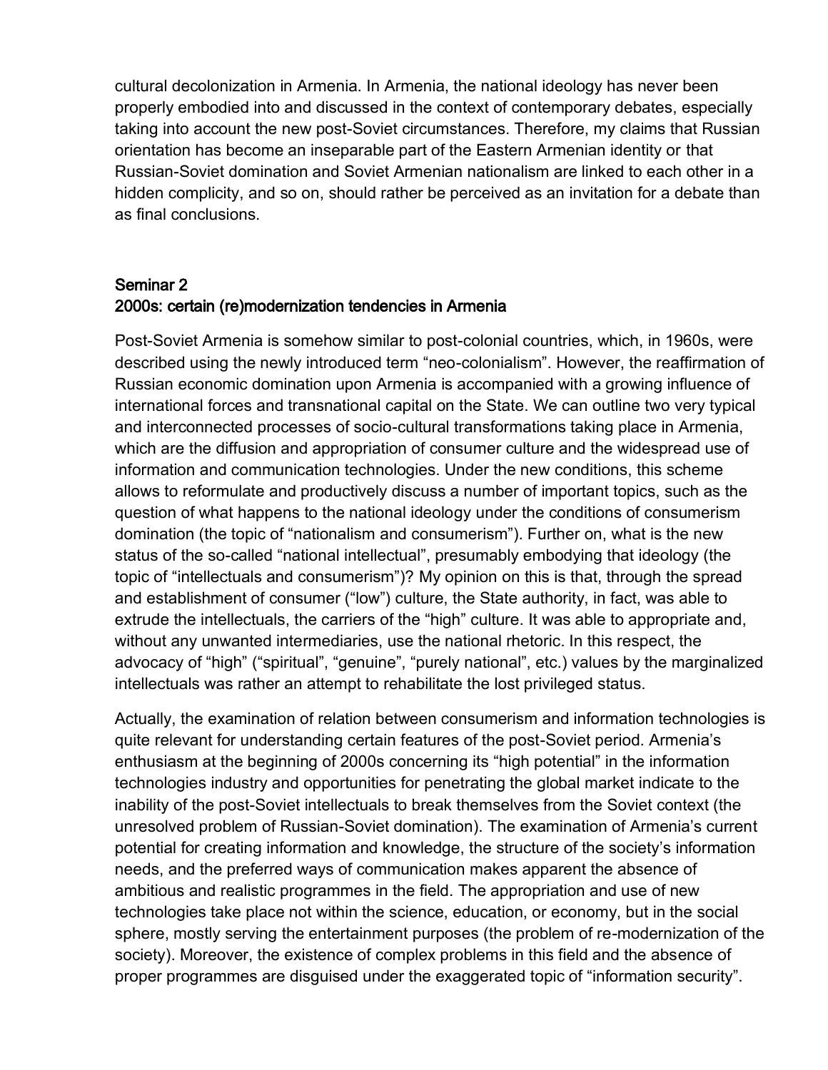cultural decolonization in Armenia. In Armenia, the national ideology has never been properly embodied into and discussed in the context of contemporary debates, especially taking into account the new post-Soviet circumstances. Therefore, my claims that Russian orientation has become an inseparable part of the Eastern Armenian identity or that Russian-Soviet domination and Soviet Armenian nationalism are linked to each other in a hidden complicity, and so on, should rather be perceived as an invitation for a debate than as final conclusions.

## Seminar 2
## 2000s: certain (re)modernization tendencies in Armenia

Post-Soviet Armenia is somehow similar to post-colonial countries, which, in 1960s, were described using the newly introduced term "neo-colonialism". However, the reaffirmation of Russian economic domination upon Armenia is accompanied with a growing influence of international forces and transnational capital on the State. We can outline two very typical and interconnected processes of socio-cultural transformations taking place in Armenia, which are the diffusion and appropriation of consumer culture and the widespread use of information and communication technologies. Under the new conditions, this scheme allows to reformulate and productively discuss a number of important topics, such as the question of what happens to the national ideology under the conditions of consumerism domination (the topic of "nationalism and consumerism"). Further on, what is the new status of the so-called "national intellectual", presumably embodying that ideology (the topic of "intellectuals and consumerism")? My opinion on this is that, through the spread and establishment of consumer ("low") culture, the State authority, in fact, was able to extrude the intellectuals, the carriers of the "high" culture. It was able to appropriate and, without any unwanted intermediaries, use the national rhetoric. In this respect, the advocacy of "high" ("spiritual", "genuine", "purely national", etc.) values by the marginalized intellectuals was rather an attempt to rehabilitate the lost privileged status.

Actually, the examination of relation between consumerism and information technologies is quite relevant for understanding certain features of the post-Soviet period. Armenia's enthusiasm at the beginning of 2000s concerning its "high potential" in the information technologies industry and opportunities for penetrating the global market indicate to the inability of the post-Soviet intellectuals to break themselves from the Soviet context (the unresolved problem of Russian-Soviet domination). The examination of Armenia's current potential for creating information and knowledge, the structure of the society's information needs, and the preferred ways of communication makes apparent the absence of ambitious and realistic programmes in the field. The appropriation and use of new technologies take place not within the science, education, or economy, but in the social sphere, mostly serving the entertainment purposes (the problem of re-modernization of the society). Moreover, the existence of complex problems in this field and the absence of proper programmes are disguised under the exaggerated topic of "information security".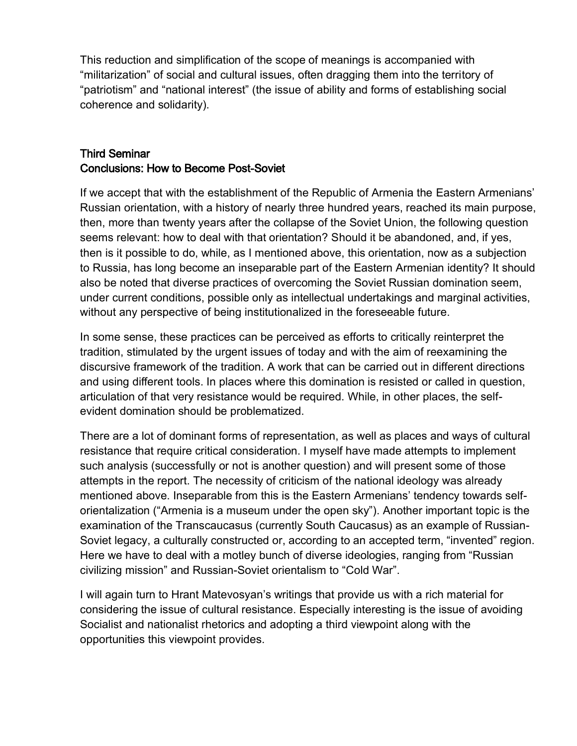This reduction and simplification of the scope of meanings is accompanied with "militarization" of social and cultural issues, often dragging them into the territory of "patriotism" and "national interest" (the issue of ability and forms of establishing social coherence and solidarity).

## Third Seminar
## Conclusions: How to Become Post-Soviet

If we accept that with the establishment of the Republic of Armenia the Eastern Armenians' Russian orientation, with a history of nearly three hundred years, reached its main purpose, then, more than twenty years after the collapse of the Soviet Union, the following question seems relevant: how to deal with that orientation? Should it be abandoned, and, if yes, then is it possible to do, while, as I mentioned above, this orientation, now as a subjection to Russia, has long become an inseparable part of the Eastern Armenian identity? It should also be noted that diverse practices of overcoming the Soviet Russian domination seem, under current conditions, possible only as intellectual undertakings and marginal activities, without any perspective of being institutionalized in the foreseeable future.

In some sense, these practices can be perceived as efforts to critically reinterpret the tradition, stimulated by the urgent issues of today and with the aim of reexamining the discursive framework of the tradition. A work that can be carried out in different directions and using different tools. In places where this domination is resisted or called in question, articulation of that very resistance would be required. While, in other places, the self-evident domination should be problematized.

There are a lot of dominant forms of representation, as well as places and ways of cultural resistance that require critical consideration. I myself have made attempts to implement such analysis (successfully or not is another question) and will present some of those attempts in the report. The necessity of criticism of the national ideology was already mentioned above. Inseparable from this is the Eastern Armenians' tendency towards self-orientalization ("Armenia is a museum under the open sky"). Another important topic is the examination of the Transcaucasus (currently South Caucasus) as an example of Russian-Soviet legacy, a culturally constructed or, according to an accepted term, "invented" region. Here we have to deal with a motley bunch of diverse ideologies, ranging from "Russian civilizing mission" and Russian-Soviet orientalism to "Cold War".

I will again turn to Hrant Matevosyan's writings that provide us with a rich material for considering the issue of cultural resistance. Especially interesting is the issue of avoiding Socialist and nationalist rhetorics and adopting a third viewpoint along with the opportunities this viewpoint provides.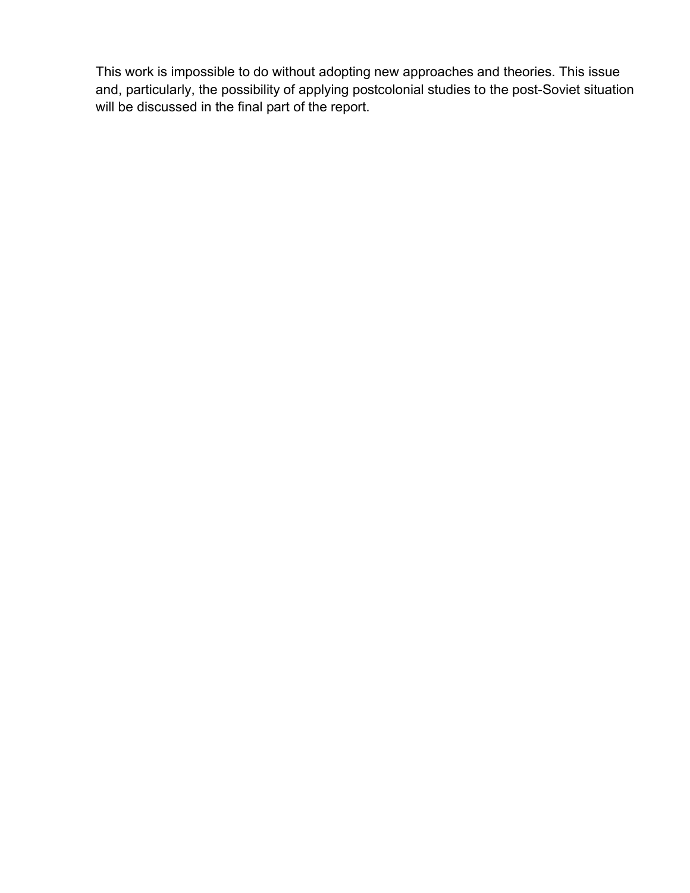This work is impossible to do without adopting new approaches and theories. This issue and, particularly, the possibility of applying postcolonial studies to the post-Soviet situation will be discussed in the final part of the report.